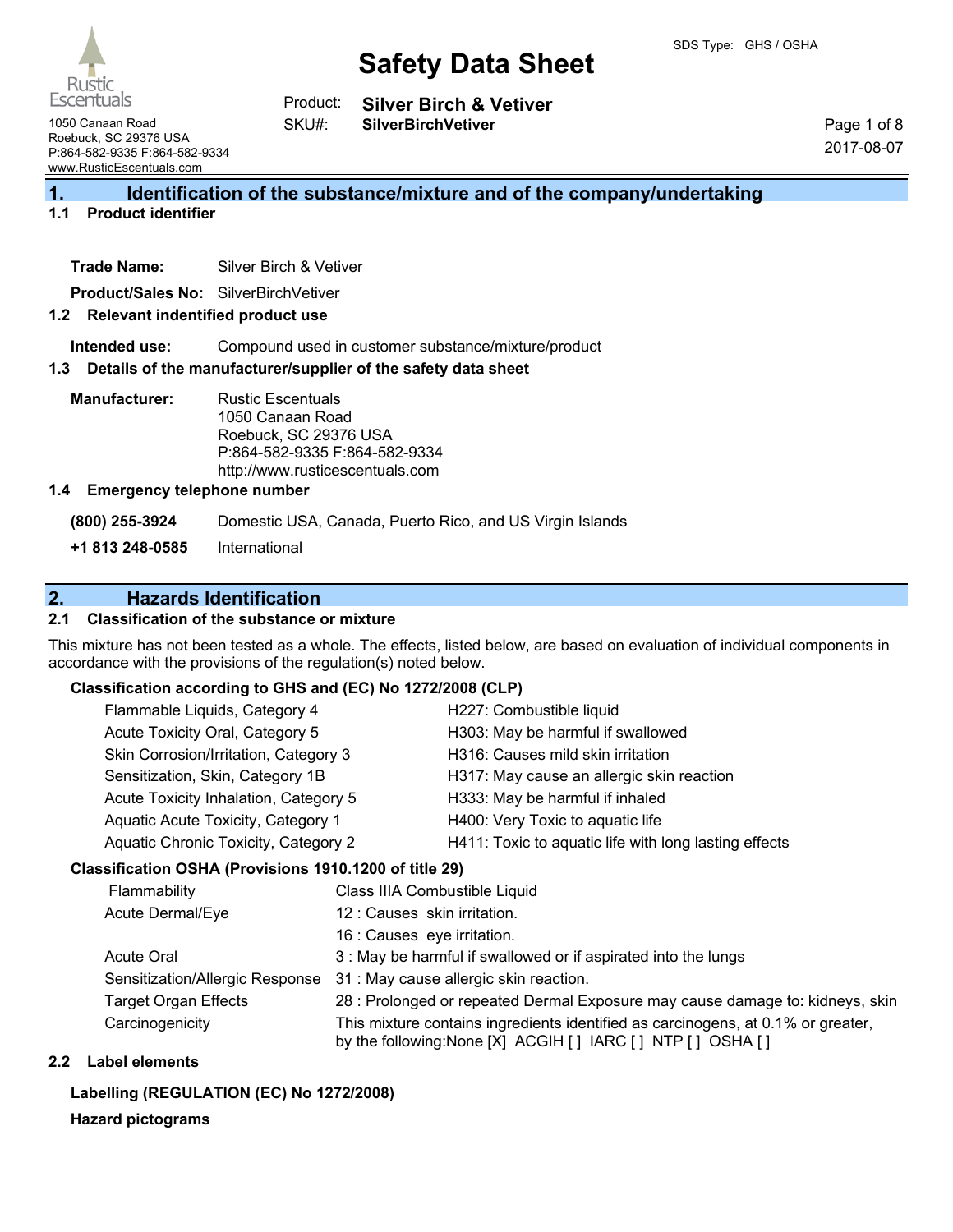# Safety Data Sheet

SDS Type: GHS / OSHA

Rustic Escentuals
1050 Canaan Road
Roebuck, SC 29376 USA
P:864-582-9335 F:864-582-9334
www.RusticEscentuals.com

Product: **Silver Birch & Vetiver**
SKU#: **SilverBirchVetiver**

2017-08-07

## 1. Identification of the substance/mixture and of the company/undertaking

### 1.1 Product identifier

**Trade Name:** Silver Birch & Vetiver

**Product/Sales No:** SilverBirchVetiver

### 1.2 Relevant indentified product use

**Intended use:** Compound used in customer substance/mixture/product

### 1.3 Details of the manufacturer/supplier of the safety data sheet

**Manufacturer:** Rustic Escentuals
1050 Canaan Road
Roebuck, SC 29376 USA
P:864-582-9335 F:864-582-9334
http://www.rusticescentuals.com

### 1.4 Emergency telephone number

**(800) 255-3924** Domestic USA, Canada, Puerto Rico, and US Virgin Islands

**+1 813 248-0585** International

## 2. Hazards Identification

### 2.1 Classification of the substance or mixture

This mixture has not been tested as a whole. The effects, listed below, are based on evaluation of individual components in accordance with the provisions of the regulation(s) noted below.

**Classification according to GHS and (EC) No 1272/2008 (CLP)**

| | |
|---|---|
| Flammable Liquids, Category 4 | H227: Combustible liquid |
| Acute Toxicity Oral, Category 5 | H303: May be harmful if swallowed |
| Skin Corrosion/Irritation, Category 3 | H316: Causes mild skin irritation |
| Sensitization, Skin, Category 1B | H317: May cause an allergic skin reaction |
| Acute Toxicity Inhalation, Category 5 | H333: May be harmful if inhaled |
| Aquatic Acute Toxicity, Category 1 | H400: Very Toxic to aquatic life |
| Aquatic Chronic Toxicity, Category 2 | H411: Toxic to aquatic life with long lasting effects |

**Classification OSHA (Provisions 1910.1200 of title 29)**

| | |
|---|---|
| Flammability | Class IIIA Combustible Liquid |
| Acute Dermal/Eye | 12 : Causes skin irritation. |
| | 16 : Causes eye irritation. |
| Acute Oral | 3 : May be harmful if swallowed or if aspirated into the lungs |
| Sensitization/Allergic Response | 31 : May cause allergic skin reaction. |
| Target Organ Effects | 28 : Prolonged or repeated Dermal Exposure may cause damage to: kidneys, skin |
| Carcinogenicity | This mixture contains ingredients identified as carcinogens, at 0.1% or greater, by the following:None [X] ACGIH [ ] IARC [ ] NTP [ ] OSHA [ ] |

### 2.2 Label elements

**Labelling (REGULATION (EC) No 1272/2008)**

**Hazard pictograms**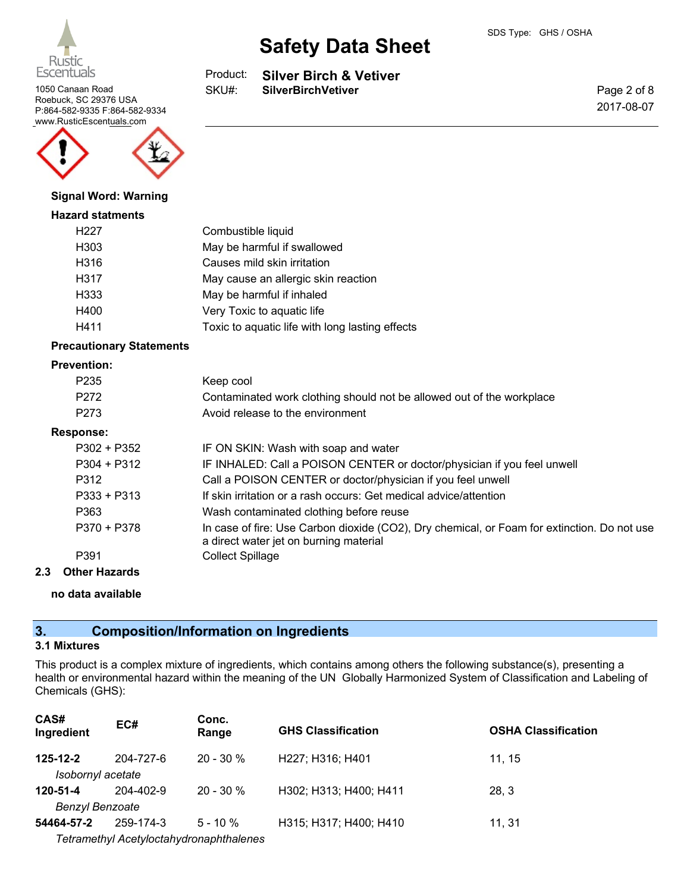**Signal Word: Warning**

**Hazard statments**

| | |
|---|---|
| H227 | Combustible liquid |
| H303 | May be harmful if swallowed |
| H316 | Causes mild skin irritation |
| H317 | May cause an allergic skin reaction |
| H333 | May be harmful if inhaled |
| H400 | Very Toxic to aquatic life |
| H411 | Toxic to aquatic life with long lasting effects |

**Precautionary Statements**

**Prevention:**

| | |
|---|---|
| P235 | Keep cool |
| P272 | Contaminated work clothing should not be allowed out of the workplace |
| P273 | Avoid release to the environment |

**Response:**

| | |
|---|---|
| P302 + P352 | IF ON SKIN: Wash with soap and water |
| P304 + P312 | IF INHALED: Call a POISON CENTER or doctor/physician if you feel unwell |
| P312 | Call a POISON CENTER or doctor/physician if you feel unwell |
| P333 + P313 | If skin irritation or a rash occurs: Get medical advice/attention |
| P363 | Wash contaminated clothing before reuse |
| P370 + P378 | In case of fire: Use Carbon dioxide ($CO_2$), Dry chemical, or Foam for extinction. Do not use a direct water jet on burning material |
| P391 | Collect Spillage |

### 2.3 Other Hazards

**no data available**

## 3. Composition/Information on Ingredients

### 3.1 Mixtures

This product is a complex mixture of ingredients, which contains among others the following substance(s), presenting a health or environmental hazard within the meaning of the UN Globally Harmonized System of Classification and Labeling of Chemicals (GHS):

| CAS# Ingredient | EC# | Conc. Range | GHS Classification | OSHA Classification |
|---|---|---|---|---|
| **125-12-2** *Isobornyl acetate* | 204-727-6 | 20 - 30 % | H227; H316; H401 | 11, 15 |
| **120-51-4** *Benzyl Benzoate* | 204-402-9 | 20 - 30 % | H302; H313; H400; H411 | 28, 3 |
| **54464-57-2** *Tetramethyl Acetyloctahydronaphthalenes* | 259-174-3 | 5 - 10 % | H315; H317; H400; H410 | 11, 31 |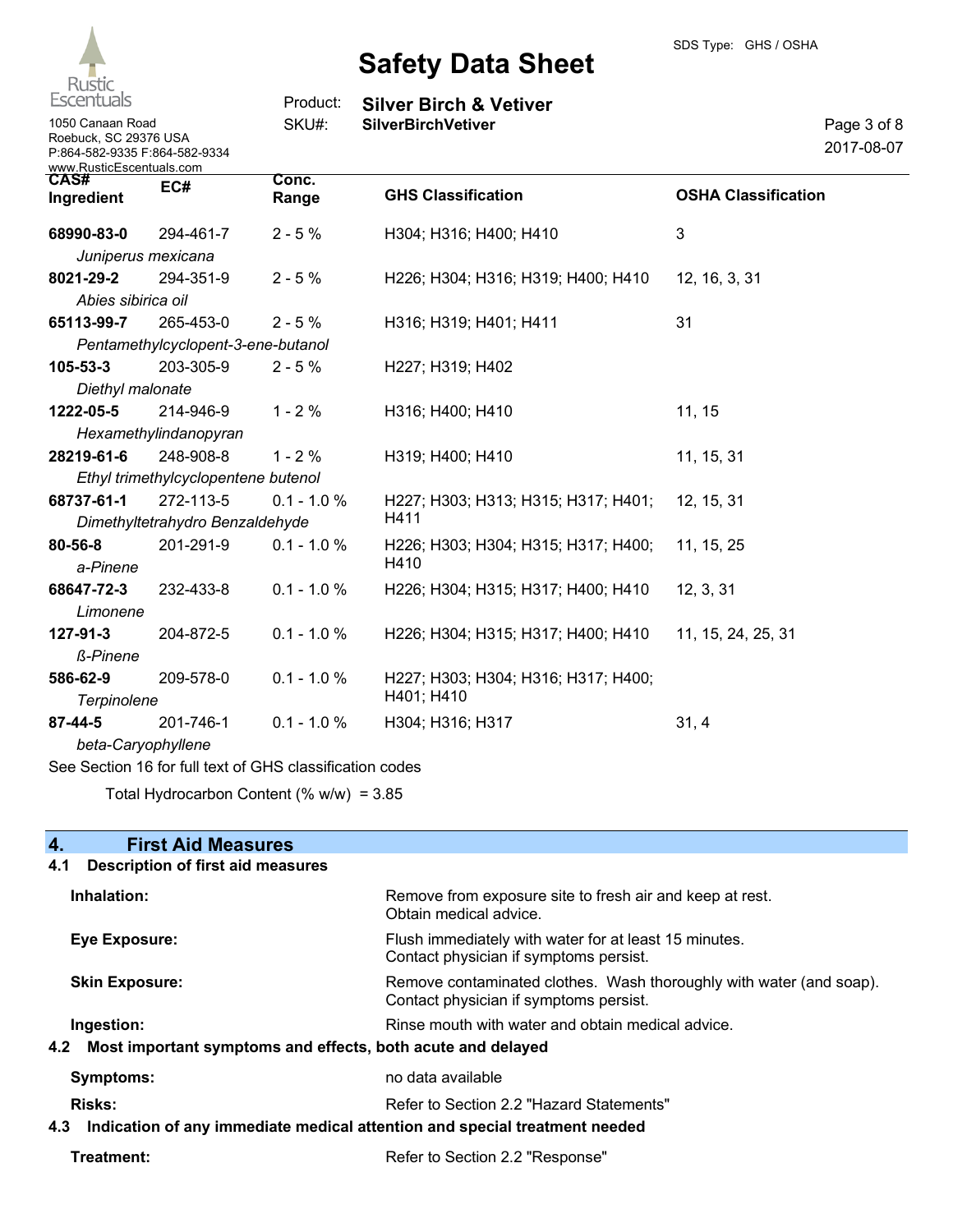| CAS# Ingredient | EC# | Conc. Range | GHS Classification | OSHA Classification |
|---|---|---|---|---|
| **68990-83-0** *Juniperus mexicana* | 294-461-7 | 2 - 5 % | H304; H316; H400; H410 | 3 |
| **8021-29-2** *Abies sibirica oil* | 294-351-9 | 2 - 5 % | H226; H304; H316; H319; H400; H410 | 12, 16, 3, 31 |
| **65113-99-7** *Pentamethylcyclopent-3-ene-butanol* | 265-453-0 | 2 - 5 % | H316; H319; H401; H411 | 31 |
| **105-53-3** *Diethyl malonate* | 203-305-9 | 2 - 5 % | H227; H319; H402 | |
| **1222-05-5** *Hexamethylindanopyran* | 214-946-9 | 1 - 2 % | H316; H400; H410 | 11, 15 |
| **28219-61-6** *Ethyl trimethylcyclopentene butenol* | 248-908-8 | 1 - 2 % | H319; H400; H410 | 11, 15, 31 |
| **68737-61-1** *Dimethyltetrahydro Benzaldehyde* | 272-113-5 | 0.1 - 1.0 % | H227; H303; H313; H315; H317; H401; H411 | 12, 15, 31 |
| **80-56-8** *a-Pinene* | 201-291-9 | 0.1 - 1.0 % | H226; H303; H304; H315; H317; H400; H410 | 11, 15, 25 |
| **68647-72-3** *Limonene* | 232-433-8 | 0.1 - 1.0 % | H226; H304; H315; H317; H400; H410 | 12, 3, 31 |
| **127-91-3** *ß-Pinene* | 204-872-5 | 0.1 - 1.0 % | H226; H304; H315; H317; H400; H410 | 11, 15, 24, 25, 31 |
| **586-62-9** *Terpinolene* | 209-578-0 | 0.1 - 1.0 % | H227; H303; H304; H316; H317; H400; H401; H410 | |
| **87-44-5** *beta-Caryophyllene* | 201-746-1 | 0.1 - 1.0 % | H304; H316; H317 | 31, 4 |

See Section 16 for full text of GHS classification codes

Total Hydrocarbon Content (% w/w) = 3.85

## 4. First Aid Measures

### 4.1 Description of first aid measures

**Inhalation:** Remove from exposure site to fresh air and keep at rest. Obtain medical advice.

**Eye Exposure:** Flush immediately with water for at least 15 minutes. Contact physician if symptoms persist.

**Skin Exposure:** Remove contaminated clothes. Wash thoroughly with water (and soap). Contact physician if symptoms persist.

**Ingestion:** Rinse mouth with water and obtain medical advice.

### 4.2 Most important symptoms and effects, both acute and delayed

**Symptoms:** no data available

**Risks:** Refer to Section 2.2 "Hazard Statements"

### 4.3 Indication of any immediate medical attention and special treatment needed

**Treatment:** Refer to Section 2.2 "Response"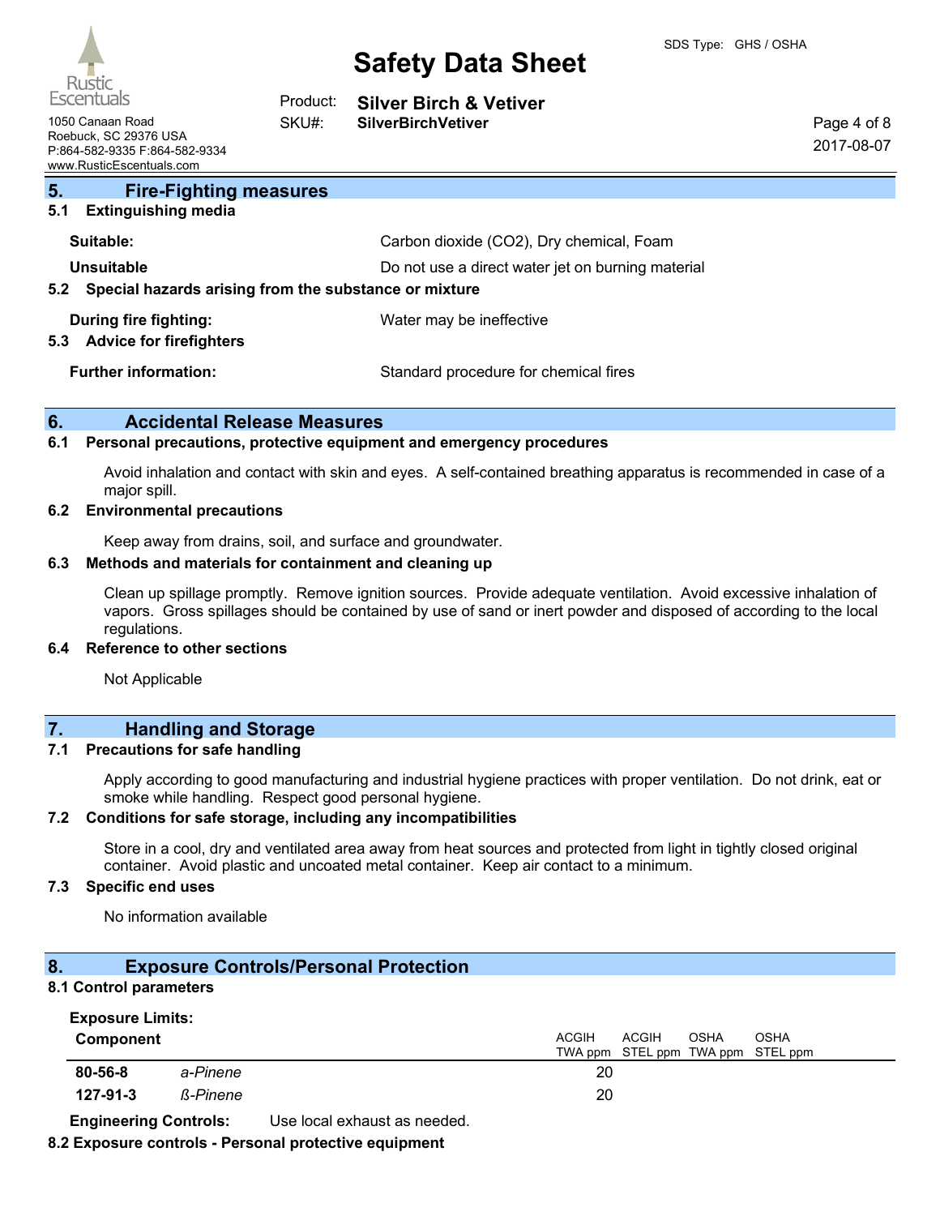## 5. Fire-Fighting measures

### 5.1 Extinguishing media

**Suitable:** Carbon dioxide ($CO_2$), Dry chemical, Foam

**Unsuitable** Do not use a direct water jet on burning material

### 5.2 Special hazards arising from the substance or mixture

**During fire fighting:** Water may be ineffective

### 5.3 Advice for firefighters

**Further information:** Standard procedure for chemical fires

## 6. Accidental Release Measures

### 6.1 Personal precautions, protective equipment and emergency procedures

Avoid inhalation and contact with skin and eyes. A self-contained breathing apparatus is recommended in case of a major spill.

### 6.2 Environmental precautions

Keep away from drains, soil, and surface and groundwater.

### 6.3 Methods and materials for containment and cleaning up

Clean up spillage promptly. Remove ignition sources. Provide adequate ventilation. Avoid excessive inhalation of vapors. Gross spillages should be contained by use of sand or inert powder and disposed of according to the local regulations.

### 6.4 Reference to other sections

Not Applicable

## 7. Handling and Storage

### 7.1 Precautions for safe handling

Apply according to good manufacturing and industrial hygiene practices with proper ventilation. Do not drink, eat or smoke while handling. Respect good personal hygiene.

### 7.2 Conditions for safe storage, including any incompatibilities

Store in a cool, dry and ventilated area away from heat sources and protected from light in tightly closed original container. Avoid plastic and uncoated metal container. Keep air contact to a minimum.

### 7.3 Specific end uses

No information available

## 8. Exposure Controls/Personal Protection

### 8.1 Control parameters

**Exposure Limits:**

| Component | | ACGIH TWA ppm | ACGIH STEL ppm | OSHA TWA ppm | OSHA STEL ppm |
|---|---|---|---|---|---|
| **80-56-8** | *a-Pinene* | 20 | | | |
| **127-91-3** | *ß-Pinene* | 20 | | | |

**Engineering Controls:** Use local exhaust as needed.

### 8.2 Exposure controls - Personal protective equipment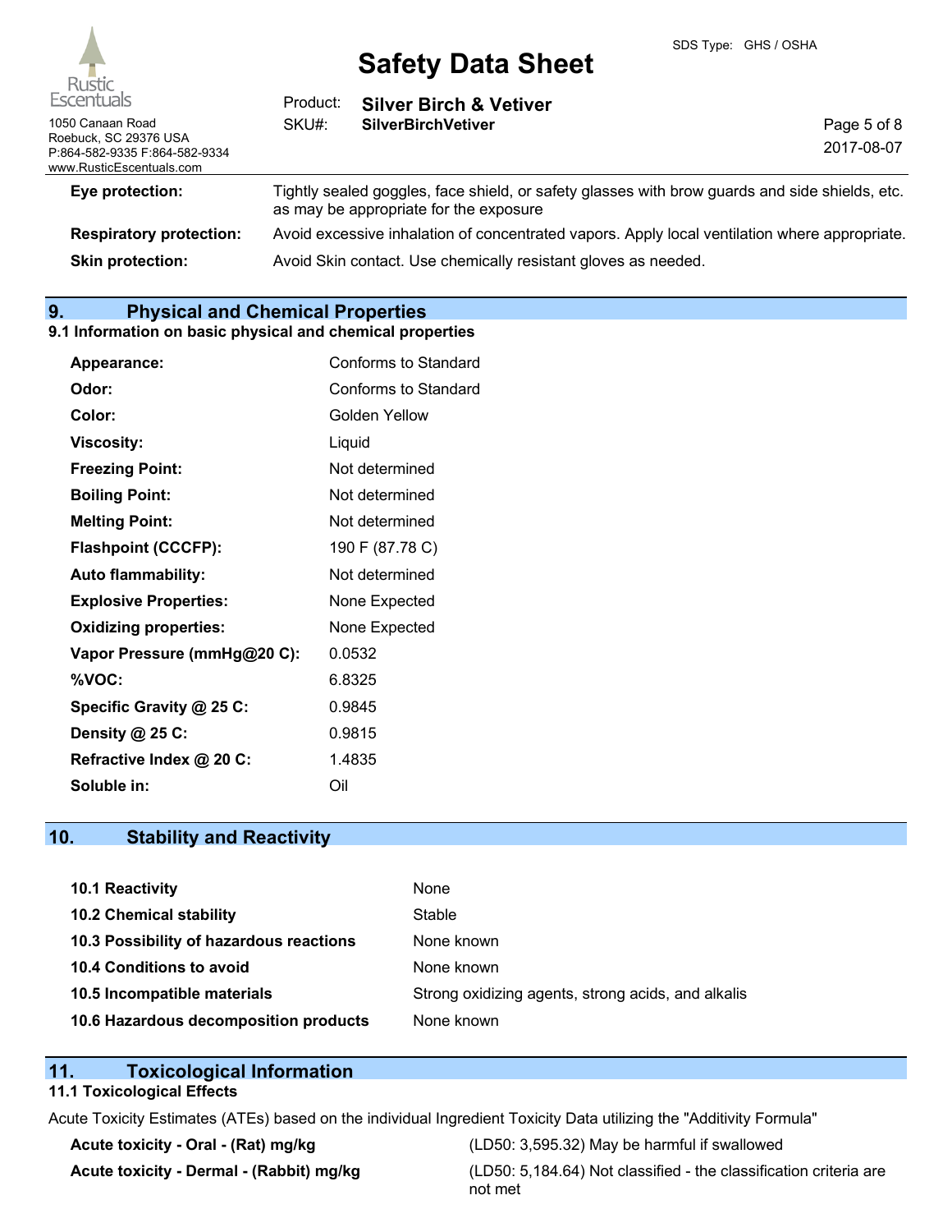| | |
|---|---|
| **Eye protection:** | Tightly sealed goggles, face shield, or safety glasses with brow guards and side shields, etc. as may be appropriate for the exposure |
| **Respiratory protection:** | Avoid excessive inhalation of concentrated vapors. Apply local ventilation where appropriate. |
| **Skin protection:** | Avoid Skin contact. Use chemically resistant gloves as needed. |

## 9. Physical and Chemical Properties

### 9.1 Information on basic physical and chemical properties

| | |
|---|---|
| **Appearance:** | Conforms to Standard |
| **Odor:** | Conforms to Standard |
| **Color:** | Golden Yellow |
| **Viscosity:** | Liquid |
| **Freezing Point:** | Not determined |
| **Boiling Point:** | Not determined |
| **Melting Point:** | Not determined |
| **Flashpoint (CCCFP):** | 190 F (87.78 C) |
| **Auto flammability:** | Not determined |
| **Explosive Properties:** | None Expected |
| **Oxidizing properties:** | None Expected |
| **Vapor Pressure (mmHg@20 C):** | 0.0532 |
| **%VOC:** | 6.8325 |
| **Specific Gravity @ 25 C:** | 0.9845 |
| **Density @ 25 C:** | 0.9815 |
| **Refractive Index @ 20 C:** | 1.4835 |
| **Soluble in:** | Oil |

## 10. Stability and Reactivity

| | |
|---|---|
| **10.1 Reactivity** | None |
| **10.2 Chemical stability** | Stable |
| **10.3 Possibility of hazardous reactions** | None known |
| **10.4 Conditions to avoid** | None known |
| **10.5 Incompatible materials** | Strong oxidizing agents, strong acids, and alkalis |
| **10.6 Hazardous decomposition products** | None known |

## 11. Toxicological Information

### 11.1 Toxicological Effects

Acute Toxicity Estimates (ATEs) based on the individual Ingredient Toxicity Data utilizing the "Additivity Formula"

| | |
|---|---|
| **Acute toxicity - Oral - (Rat) mg/kg** | (LD50: 3,595.32) May be harmful if swallowed |
| **Acute toxicity - Dermal - (Rabbit) mg/kg** | (LD50: 5,184.64) Not classified - the classification criteria are not met |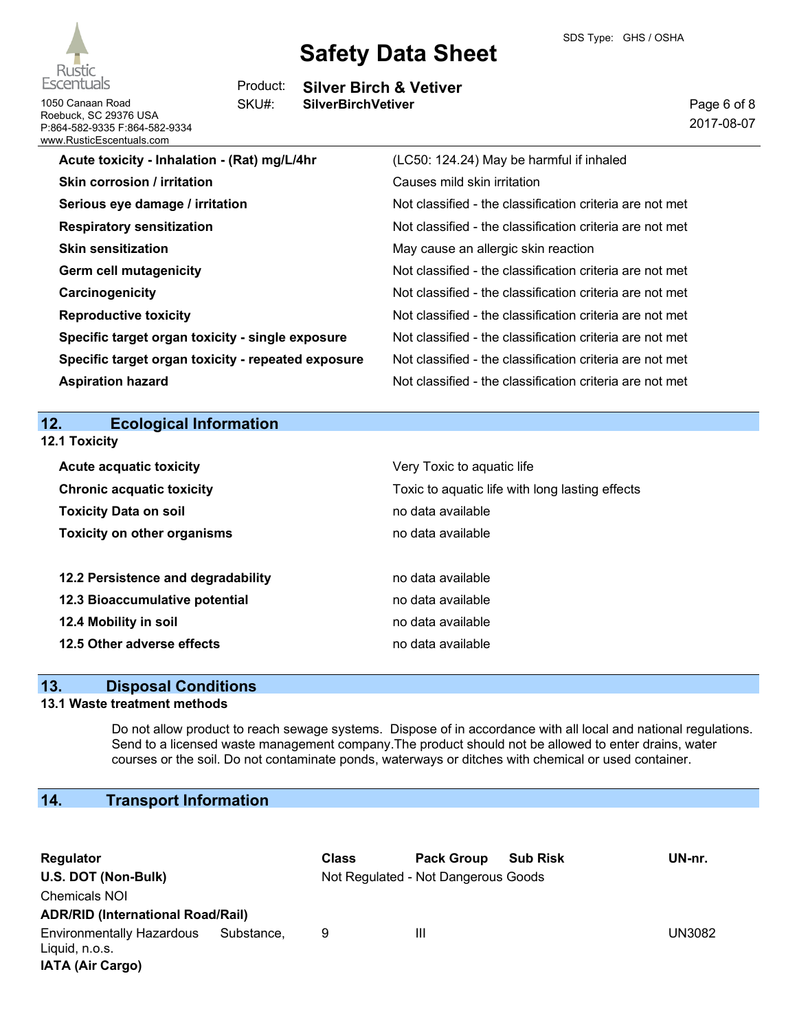| | |
|---|---|
| **Acute toxicity - Inhalation - (Rat) mg/L/4hr** | (LC50: 124.24) May be harmful if inhaled |
| **Skin corrosion / irritation** | Causes mild skin irritation |
| **Serious eye damage / irritation** | Not classified - the classification criteria are not met |
| **Respiratory sensitization** | Not classified - the classification criteria are not met |
| **Skin sensitization** | May cause an allergic skin reaction |
| **Germ cell mutagenicity** | Not classified - the classification criteria are not met |
| **Carcinogenicity** | Not classified - the classification criteria are not met |
| **Reproductive toxicity** | Not classified - the classification criteria are not met |
| **Specific target organ toxicity - single exposure** | Not classified - the classification criteria are not met |
| **Specific target organ toxicity - repeated exposure** | Not classified - the classification criteria are not met |
| **Aspiration hazard** | Not classified - the classification criteria are not met |

## 12. Ecological Information

### 12.1 Toxicity

| | |
|---|---|
| **Acute acquatic toxicity** | Very Toxic to aquatic life |
| **Chronic acquatic toxicity** | Toxic to aquatic life with long lasting effects |
| **Toxicity Data on soil** | no data available |
| **Toxicity on other organisms** | no data available |

| | |
|---|---|
| **12.2 Persistence and degradability** | no data available |
| **12.3 Bioaccumulative potential** | no data available |
| **12.4 Mobility in soil** | no data available |
| **12.5 Other adverse effects** | no data available |

## 13. Disposal Conditions

### 13.1 Waste treatment methods

Do not allow product to reach sewage systems. Dispose of in accordance with all local and national regulations. Send to a licensed waste management company.The product should not be allowed to enter drains, water courses or the soil. Do not contaminate ponds, waterways or ditches with chemical or used container.

## 14. Transport Information

| Regulator | Class | Pack Group | Sub Risk | UN-nr. |
|---|---|---|---|---|
| **U.S. DOT (Non-Bulk)** | Not Regulated - Not Dangerous Goods | | | |
| Chemicals NOI | | | | |
| **ADR/RID (International Road/Rail)** | | | | |
| Environmentally Hazardous Substance, Liquid, n.o.s. | 9 | III | | UN3082 |
| **IATA (Air Cargo)** | | | | |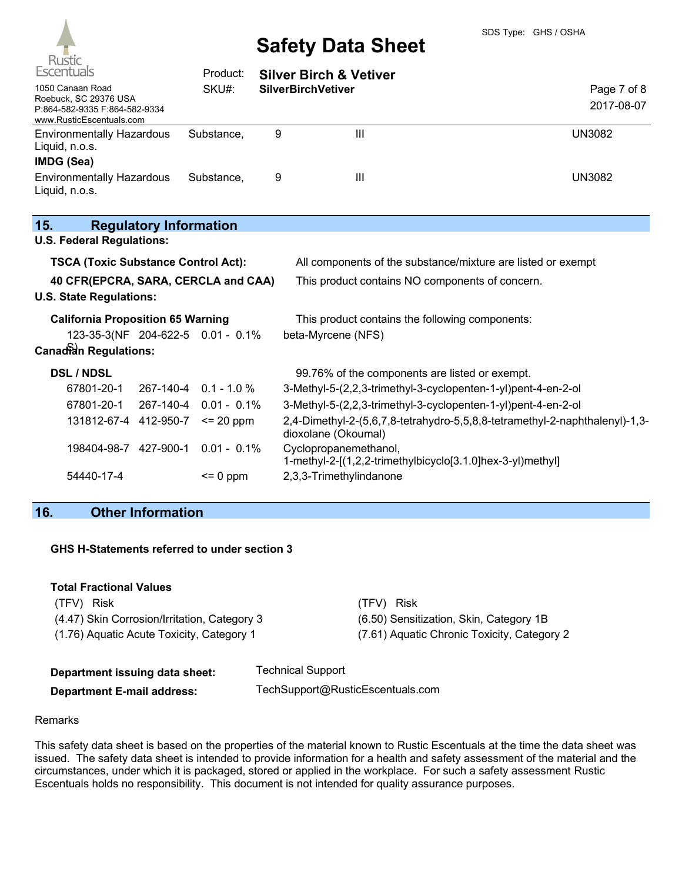| | | | | |
|---|---|---|---|---|
| Environmentally Hazardous Liquid, n.o.s. | Substance, | 9 | III | UN3082 |

**IMDG (Sea)**

| | | | | |
|---|---|---|---|---|
| Environmentally Hazardous Liquid, n.o.s. | Substance, | 9 | III | UN3082 |

## 15. Regulatory Information

**U.S. Federal Regulations:**

**TSCA (Toxic Substance Control Act):** All components of the substance/mixture are listed or exempt

**40 CFR(EPCRA, SARA, CERCLA and CAA)** This product contains NO components of concern.

**U.S. State Regulations:**

**California Proposition 65 Warning** This product contains the following components:

| | | | |
|---|---|---|---|
| 123-35-3(NFS) | 204-622-5 | 0.01 - 0.1% | beta-Myrcene (NFS) |

**Canadian Regulations:**

**DSL / NDSL** 99.76% of the components are listed or exempt.

| | | | |
|---|---|---|---|
| 67801-20-1 | 267-140-4 | 0.1 - 1.0 % | 3-Methyl-5-(2,2,3-trimethyl-3-cyclopenten-1-yl)pent-4-en-2-ol |
| 67801-20-1 | 267-140-4 | 0.01 - 0.1% | 3-Methyl-5-(2,2,3-trimethyl-3-cyclopenten-1-yl)pent-4-en-2-ol |
| 131812-67-4 | 412-950-7 | <= 20 ppm | 2,4-Dimethyl-2-(5,6,7,8-tetrahydro-5,5,8,8-tetramethyl-2-naphthalenyl)-1,3-dioxolane (Okoumal) |
| 198404-98-7 | 427-900-1 | 0.01 - 0.1% | Cyclopropanemethanol, 1-methyl-2-[(1,2,2-trimethylbicyclo[3.1.0]hex-3-yl)methyl] |
| 54440-17-4 | | <= 0 ppm | 2,3,3-Trimethylindanone |

## 16. Other Information

**GHS H-Statements referred to under section 3**

**Total Fractional Values**

| (TFV) Risk | (TFV) Risk |
|---|---|
| (4.47) Skin Corrosion/Irritation, Category 3 | (6.50) Sensitization, Skin, Category 1B |
| (1.76) Aquatic Acute Toxicity, Category 1 | (7.61) Aquatic Chronic Toxicity, Category 2 |

**Department issuing data sheet:** Technical Support

**Department E-mail address:** TechSupport@RusticEscentuals.com

Remarks

This safety data sheet is based on the properties of the material known to Rustic Escentuals at the time the data sheet was issued. The safety data sheet is intended to provide information for a health and safety assessment of the material and the circumstances, under which it is packaged, stored or applied in the workplace. For such a safety assessment Rustic Escentuals holds no responsibility. This document is not intended for quality assurance purposes.